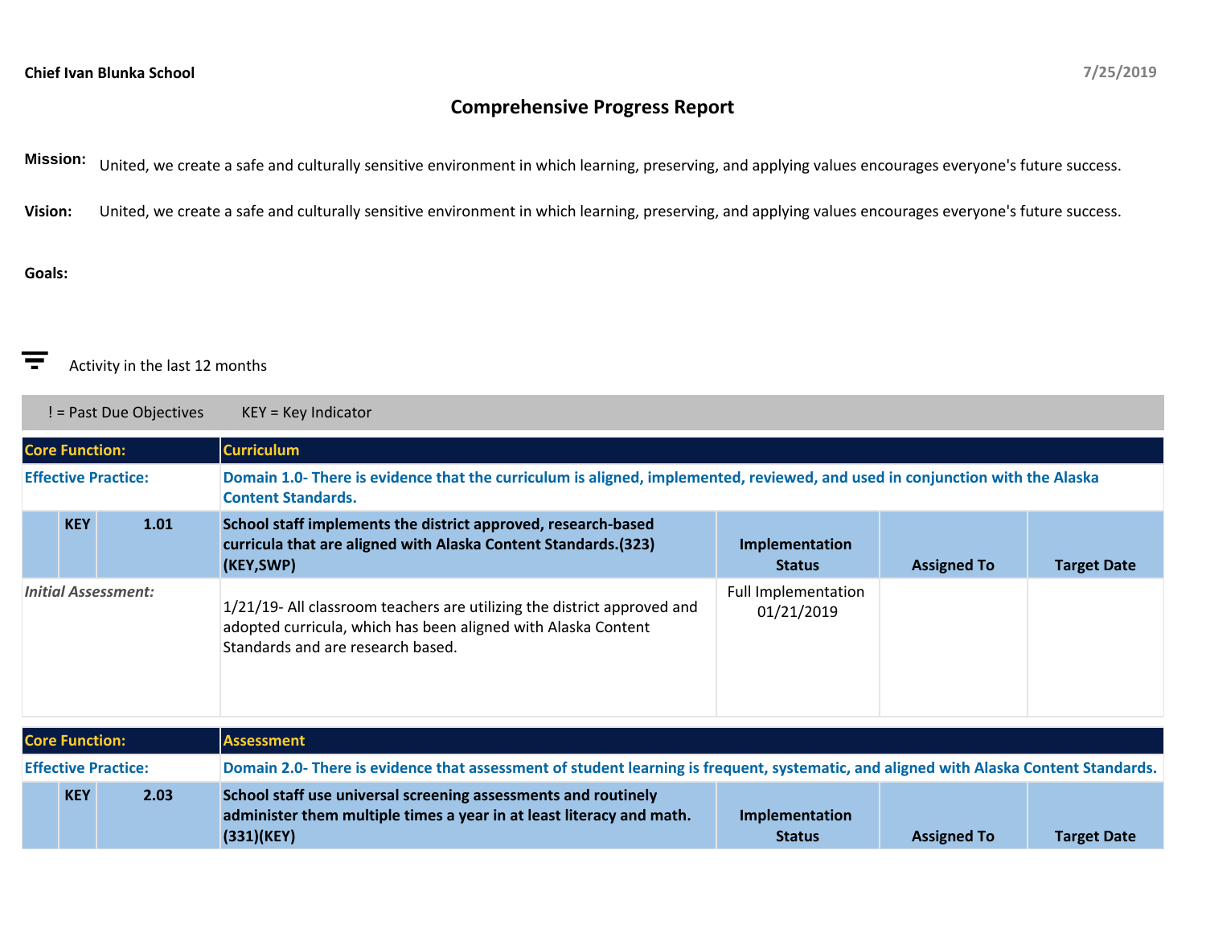**Chief Ivan Blunka School** 7/25/2019

# Comprehensive Progress Report

**Mission:** United, we create a safe and culturally sensitive environment in which learning, preserving, and applying values encourages everyone's future success.

**Vision:** United, we create a safe and culturally sensitive environment in which learning, preserving, and applying values encourages everyone's future success.

**Goals:**

Activity in the last 12 months

! = Past Due Objectives KEY = Key Indicator

| Core Function: | | | Curriculum | | | |
|---|---|---|---|---|---|---|
| **Effective Practice:** | | | **Domain 1.0- There is evidence that the curriculum is aligned, implemented, reviewed, and used in conjunction with the Alaska Content Standards.** | | | |
| | **KEY** | **1.01** | **School staff implements the district approved, research-based curricula that are aligned with Alaska Content Standards.(323)(KEY,SWP)** | **Implementation Status** | **Assigned To** | **Target Date** |
| *Initial Assessment:* | | | 1/21/19- All classroom teachers are utilizing the district approved and adopted curricula, which has been aligned with Alaska Content Standards and are research based. | Full Implementation 01/21/2019 | | |

| Core Function: | | | Assessment | | | |
|---|---|---|---|---|---|---|
| **Effective Practice:** | | | **Domain 2.0- There is evidence that assessment of student learning is frequent, systematic, and aligned with Alaska Content Standards.** | | | |
| | **KEY** | **2.03** | **School staff use universal screening assessments and routinely administer them multiple times a year in at least literacy and math.(331)(KEY)** | **Implementation Status** | **Assigned To** | **Target Date** |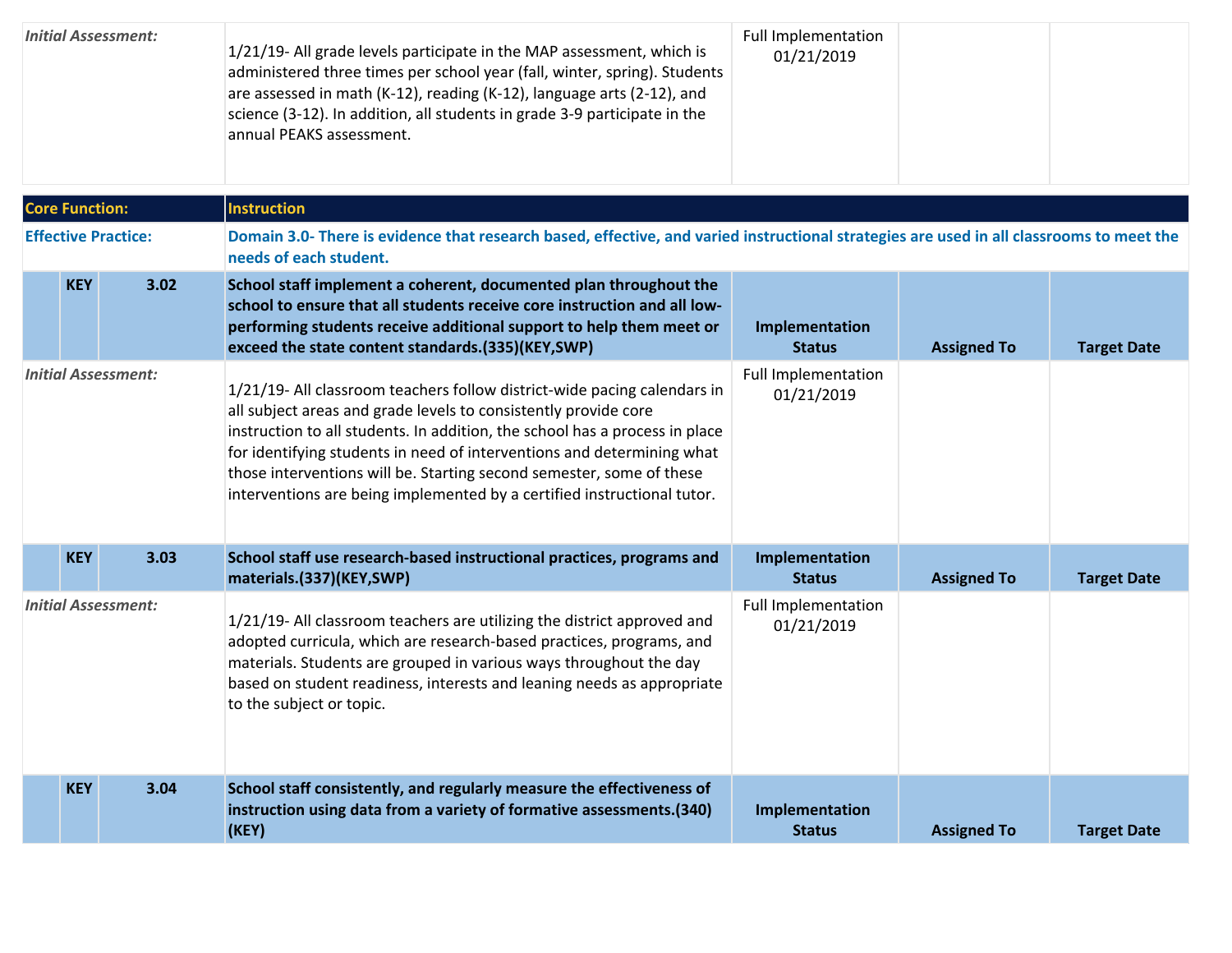| | | | | | |
|---|---|---|---|---|---|
| *Initial Assessment:* | | | 1/21/19- All grade levels participate in the MAP assessment, which is administered three times per school year (fall, winter, spring). Students are assessed in math (K-12), reading (K-12), language arts (2-12), and science (3-12). In addition, all students in grade 3-9 participate in the annual PEAKS assessment. | Full Implementation 01/21/2019 | | |

| | | | | | | |
|---|---|---|---|---|---|---|
| **Core Function:** | | | **Instruction** | | | |
| **Effective Practice:** | | | **Domain 3.0- There is evidence that research based, effective, and varied instructional strategies are used in all classrooms to meet the needs of each student.** | | | |
| | **KEY** | **3.02** | **School staff implement a coherent, documented plan throughout the school to ensure that all students receive core instruction and all low-performing students receive additional support to help them meet or exceed the state content standards.(335)(KEY,SWP)** | **Implementation Status** | **Assigned To** | **Target Date** |
| *Initial Assessment:* | | | 1/21/19- All classroom teachers follow district-wide pacing calendars in all subject areas and grade levels to consistently provide core instruction to all students. In addition, the school has a process in place for identifying students in need of interventions and determining what those interventions will be. Starting second semester, some of these interventions are being implemented by a certified instructional tutor. | Full Implementation 01/21/2019 | | |
| | **KEY** | **3.03** | **School staff use research-based instructional practices, programs and materials.(337)(KEY,SWP)** | **Implementation Status** | **Assigned To** | **Target Date** |
| *Initial Assessment:* | | | 1/21/19- All classroom teachers are utilizing the district approved and adopted curricula, which are research-based practices, programs, and materials. Students are grouped in various ways throughout the day based on student readiness, interests and leaning needs as appropriate to the subject or topic. | Full Implementation 01/21/2019 | | |
| | **KEY** | **3.04** | **School staff consistently, and regularly measure the effectiveness of instruction using data from a variety of formative assessments.(340)(KEY)** | **Implementation Status** | **Assigned To** | **Target Date** |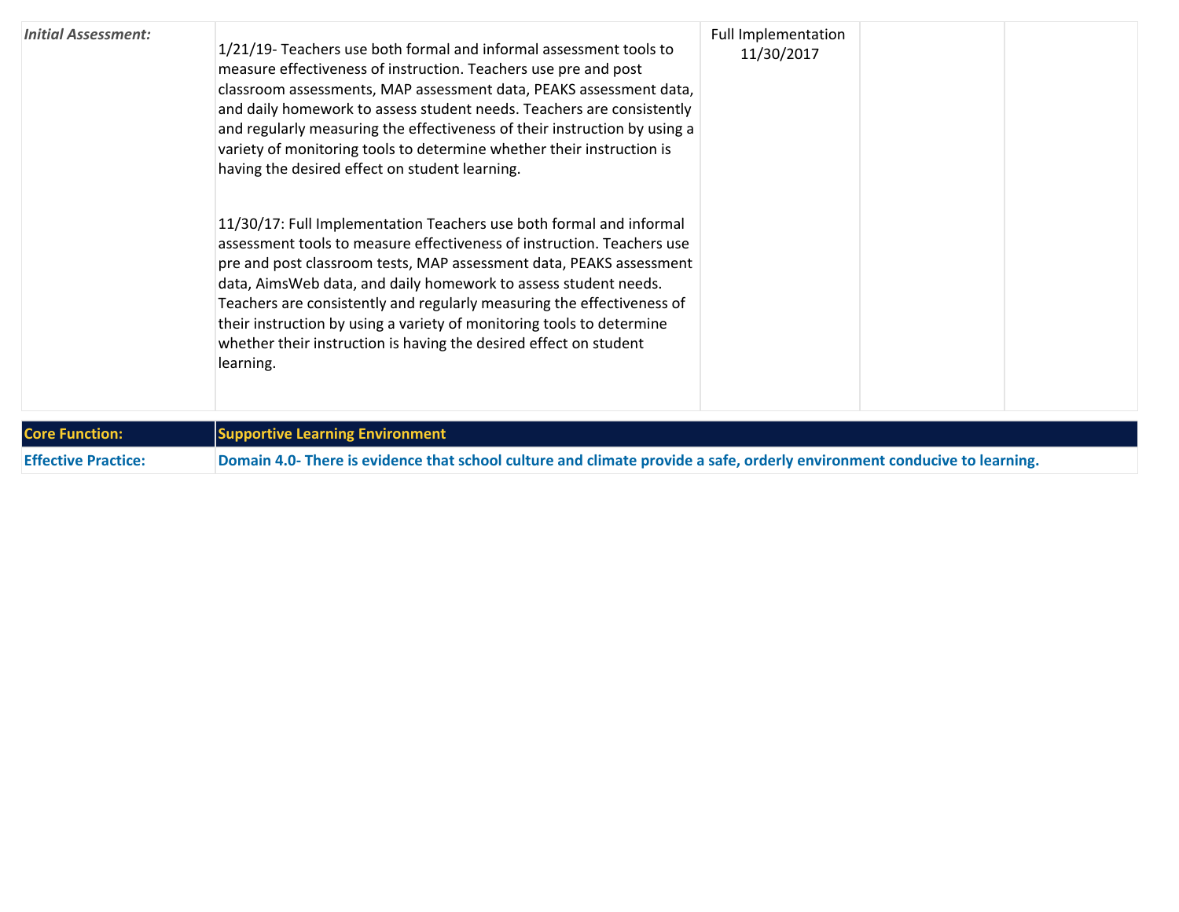| *Initial Assessment:* | 1/21/19- Teachers use both formal and informal assessment tools to measure effectiveness of instruction. Teachers use pre and post classroom assessments, MAP assessment data, PEAKS assessment data, and daily homework to assess student needs. Teachers are consistently and regularly measuring the effectiveness of their instruction by using a variety of monitoring tools to determine whether their instruction is having the desired effect on student learning.<br><br>11/30/17: Full Implementation Teachers use both formal and informal assessment tools to measure effectiveness of instruction. Teachers use pre and post classroom tests, MAP assessment data, PEAKS assessment data, AimsWeb data, and daily homework to assess student needs. Teachers are consistently and regularly measuring the effectiveness of their instruction by using a variety of monitoring tools to determine whether their instruction is having the desired effect on student learning. | Full Implementation 11/30/2017 | | |
|---|---|---|---|---|

| **Core Function:** | **Supportive Learning Environment** |
|---|---|
| **Effective Practice:** | **Domain 4.0- There is evidence that school culture and climate provide a safe, orderly environment conducive to learning.** |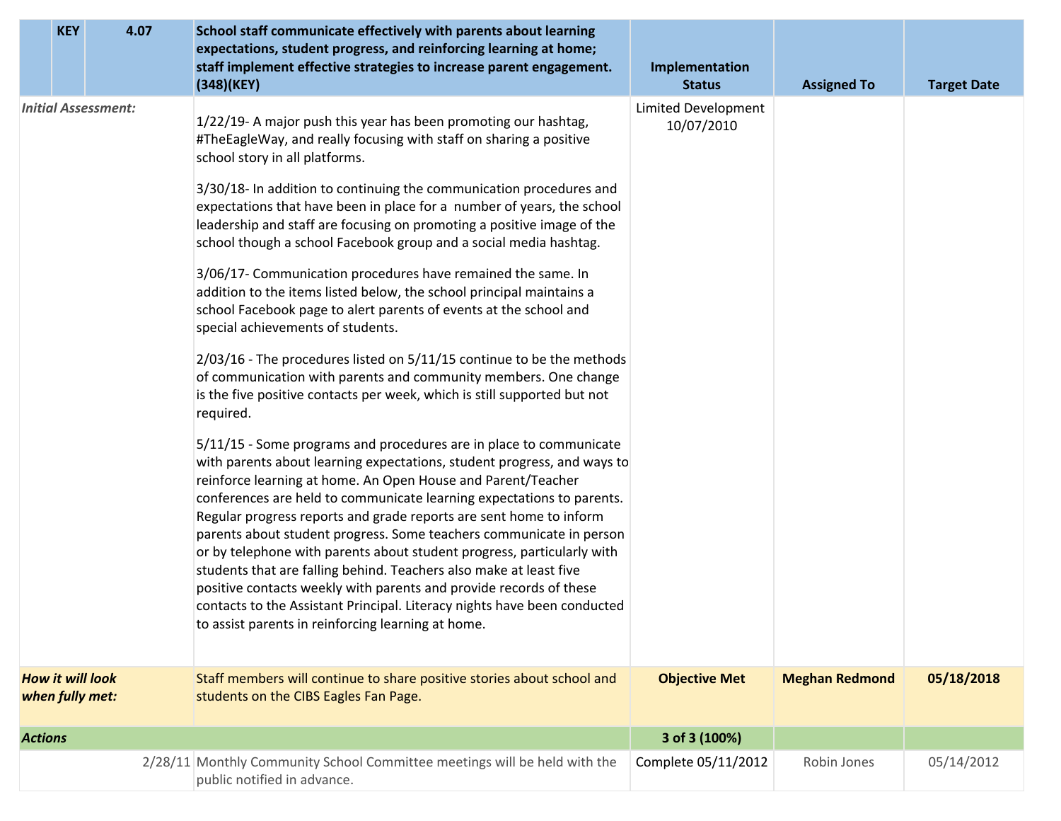| | KEY | 4.07 | School staff communicate effectively with parents about learning expectations, student progress, and reinforcing learning at home; staff implement effective strategies to increase parent engagement. (348)(KEY) | Implementation Status | Assigned To | Target Date |
|---|---|---|---|---|---|---|
| *Initial Assessment:* | | | 1/22/19- A major push this year has been promoting our hashtag, #TheEagleWay, and really focusing with staff on sharing a positive school story in all platforms.<br><br>3/30/18- In addition to continuing the communication procedures and expectations that have been in place for a number of years, the school leadership and staff are focusing on promoting a positive image of the school though a school Facebook group and a social media hashtag.<br><br>3/06/17- Communication procedures have remained the same. In addition to the items listed below, the school principal maintains a school Facebook page to alert parents of events at the school and special achievements of students.<br><br>2/03/16 - The procedures listed on 5/11/15 continue to be the methods of communication with parents and community members. One change is the five positive contacts per week, which is still supported but not required.<br><br>5/11/15 - Some programs and procedures are in place to communicate with parents about learning expectations, student progress, and ways to reinforce learning at home. An Open House and Parent/Teacher conferences are held to communicate learning expectations to parents. Regular progress reports and grade reports are sent home to inform parents about student progress. Some teachers communicate in person or by telephone with parents about student progress, particularly with students that are falling behind. Teachers also make at least five positive contacts weekly with parents and provide records of these contacts to the Assistant Principal. Literacy nights have been conducted to assist parents in reinforcing learning at home. | Limited Development 10/07/2010 | | |
| ***How it will look when fully met:*** | | | Staff members will continue to share positive stories about school and students on the CIBS Eagles Fan Page. | **Objective Met** | **Meghan Redmond** | **05/18/2018** |
| ***Actions*** | | | | **3 of 3 (100%)** | | |
| | | 2/28/11 | Monthly Community School Committee meetings will be held with the public notified in advance. | Complete 05/11/2012 | Robin Jones | 05/14/2012 |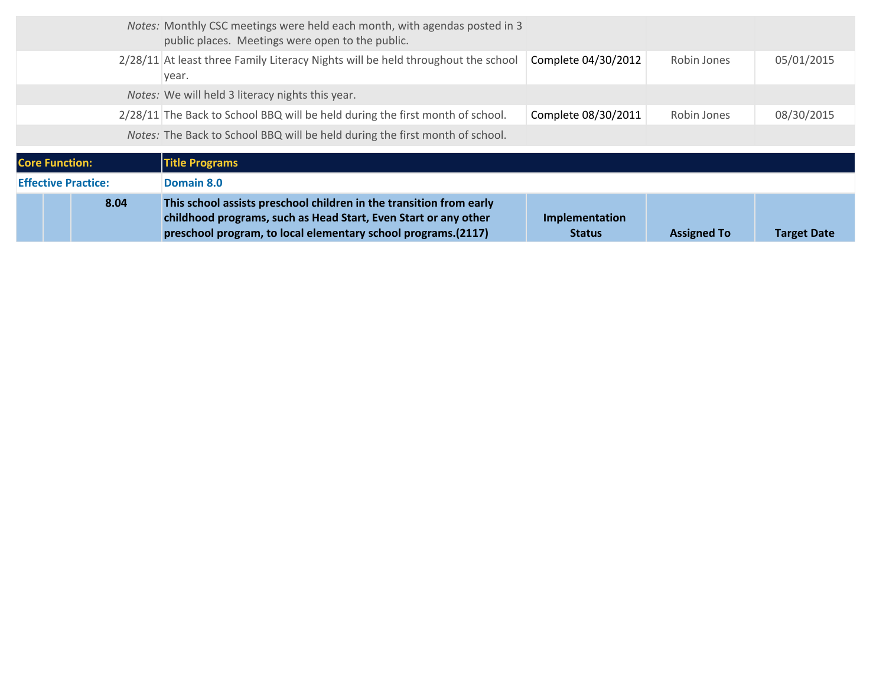| | | | | |
|---|---|---|---|---|
| *Notes:* | Monthly CSC meetings were held each month, with agendas posted in 3 public places. Meetings were open to the public. | | | |
| 2/28/11 | At least three Family Literacy Nights will be held throughout the school year. | Complete 04/30/2012 | Robin Jones | 05/01/2015 |
| *Notes:* | We will held 3 literacy nights this year. | | | |
| 2/28/11 | The Back to School BBQ will be held during the first month of school. | Complete 08/30/2011 | Robin Jones | 08/30/2015 |
| *Notes:* | The Back to School BBQ will be held during the first month of school. | | | |

| | | | | | | |
|---|---|---|---|---|---|---|
| **Core Function:** | | | **Title Programs** | | | |
| **Effective Practice:** | | | **Domain 8.0** | | | |
| | | **8.04** | **This school assists preschool children in the transition from early childhood programs, such as Head Start, Even Start or any other preschool program, to local elementary school programs.(2117)** | **Implementation Status** | **Assigned To** | **Target Date** |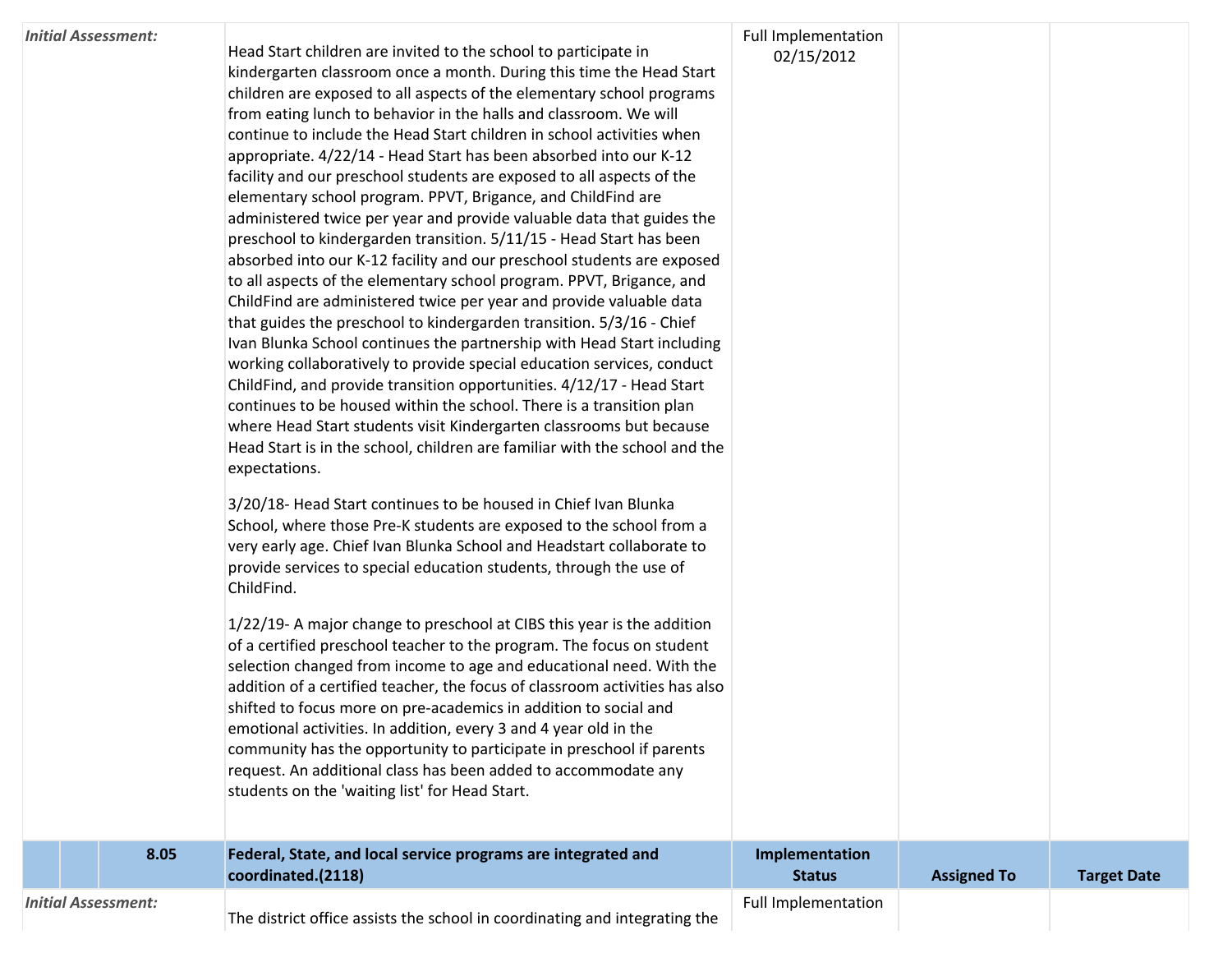| | | | | | | |
|---|---|---|---|---|---|---|
| ***Initial Assessment:*** | | | Head Start children are invited to the school to participate in kindergarten classroom once a month. During this time the Head Start children are exposed to all aspects of the elementary school programs from eating lunch to behavior in the halls and classroom. We will continue to include the Head Start children in school activities when appropriate. 4/22/14 - Head Start has been absorbed into our K-12 facility and our preschool students are exposed to all aspects of the elementary school program. PPVT, Brigance, and ChildFind are administered twice per year and provide valuable data that guides the preschool to kindergarden transition. 5/11/15 - Head Start has been absorbed into our K-12 facility and our preschool students are exposed to all aspects of the elementary school program. PPVT, Brigance, and ChildFind are administered twice per year and provide valuable data that guides the preschool to kindergarden transition. 5/3/16 - Chief Ivan Blunka School continues the partnership with Head Start including working collaboratively to provide special education services, conduct ChildFind, and provide transition opportunities. 4/12/17 - Head Start continues to be housed within the school. There is a transition plan where Head Start students visit Kindergarten classrooms but because Head Start is in the school, children are familiar with the school and the expectations.<br><br>3/20/18- Head Start continues to be housed in Chief Ivan Blunka School, where those Pre-K students are exposed to the school from a very early age. Chief Ivan Blunka School and Headstart collaborate to provide services to special education students, through the use of ChildFind.<br><br>1/22/19- A major change to preschool at CIBS this year is the addition of a certified preschool teacher to the program. The focus on student selection changed from income to age and educational need. With the addition of a certified teacher, the focus of classroom activities has also shifted to focus more on pre-academics in addition to social and emotional activities. In addition, every 3 and 4 year old in the community has the opportunity to participate in preschool if parents request. An additional class has been added to accommodate any students on the 'waiting list' for Head Start. | Full Implementation 02/15/2012 | | |
| | | **8.05** | **Federal, State, and local service programs are integrated and coordinated.(2118)** | **Implementation Status** | **Assigned To** | **Target Date** |
| ***Initial Assessment:*** | | | The district office assists the school in coordinating and integrating the | Full Implementation | | |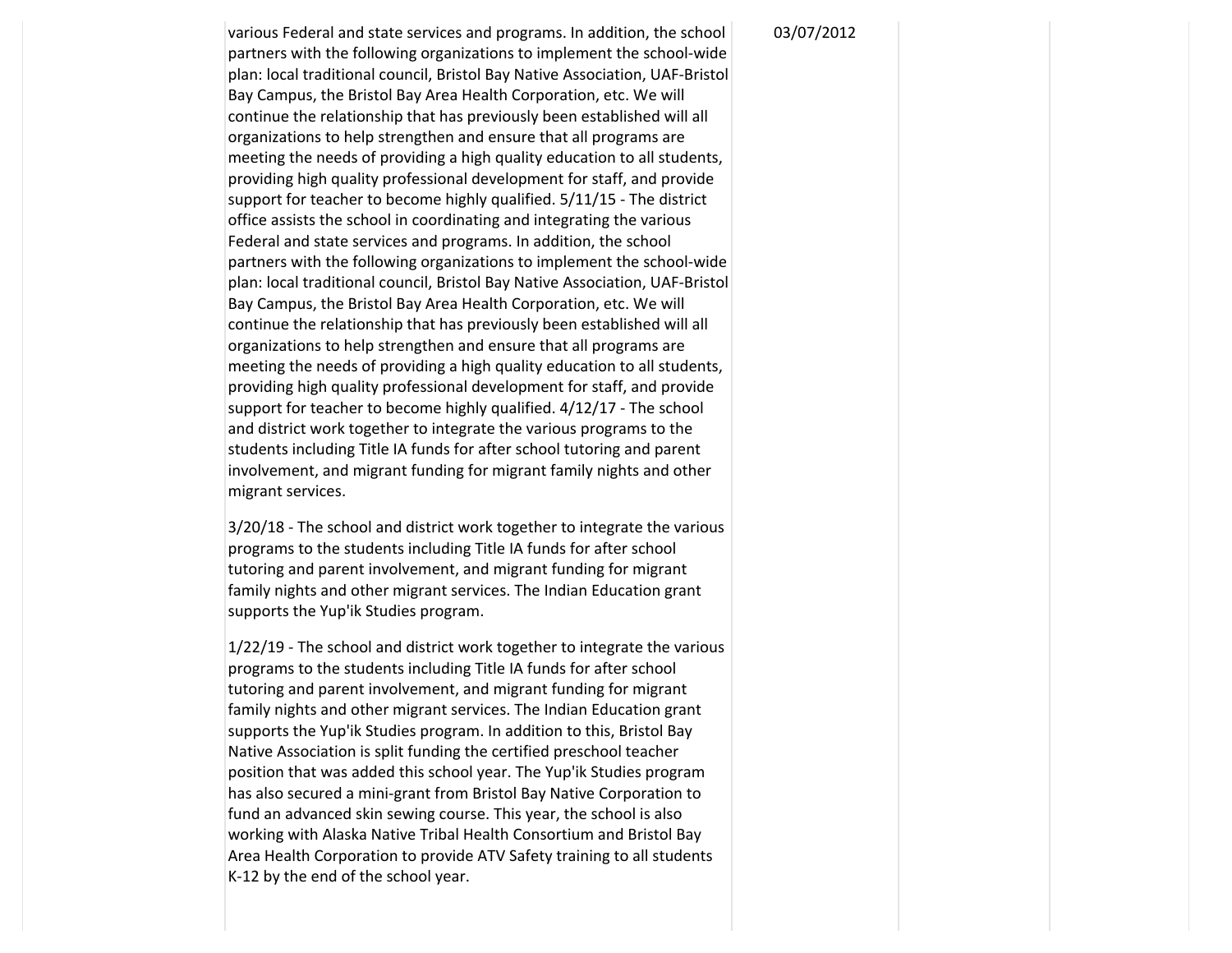| | | | | |
|---|---|---|---|---|
| | various Federal and state services and programs. In addition, the school partners with the following organizations to implement the school-wide plan: local traditional council, Bristol Bay Native Association, UAF-Bristol Bay Campus, the Bristol Bay Area Health Corporation, etc. We will continue the relationship that has previously been established will all organizations to help strengthen and ensure that all programs are meeting the needs of providing a high quality education to all students, providing high quality professional development for staff, and provide support for teacher to become highly qualified. 5/11/15 - The district office assists the school in coordinating and integrating the various Federal and state services and programs. In addition, the school partners with the following organizations to implement the school-wide plan: local traditional council, Bristol Bay Native Association, UAF-Bristol Bay Campus, the Bristol Bay Area Health Corporation, etc. We will continue the relationship that has previously been established will all organizations to help strengthen and ensure that all programs are meeting the needs of providing a high quality education to all students, providing high quality professional development for staff, and provide support for teacher to become highly qualified. 4/12/17 - The school and district work together to integrate the various programs to the students including Title IA funds for after school tutoring and parent involvement, and migrant funding for migrant family nights and other migrant services.<br><br>3/20/18 - The school and district work together to integrate the various programs to the students including Title IA funds for after school tutoring and parent involvement, and migrant funding for migrant family nights and other migrant services. The Indian Education grant supports the Yup'ik Studies program.<br><br>1/22/19 - The school and district work together to integrate the various programs to the students including Title IA funds for after school tutoring and parent involvement, and migrant funding for migrant family nights and other migrant services. The Indian Education grant supports the Yup'ik Studies program. In addition to this, Bristol Bay Native Association is split funding the certified preschool teacher position that was added this school year. The Yup'ik Studies program has also secured a mini-grant from Bristol Bay Native Corporation to fund an advanced skin sewing course. This year, the school is also working with Alaska Native Tribal Health Consortium and Bristol Bay Area Health Corporation to provide ATV Safety training to all students K-12 by the end of the school year. | 03/07/2012 | | |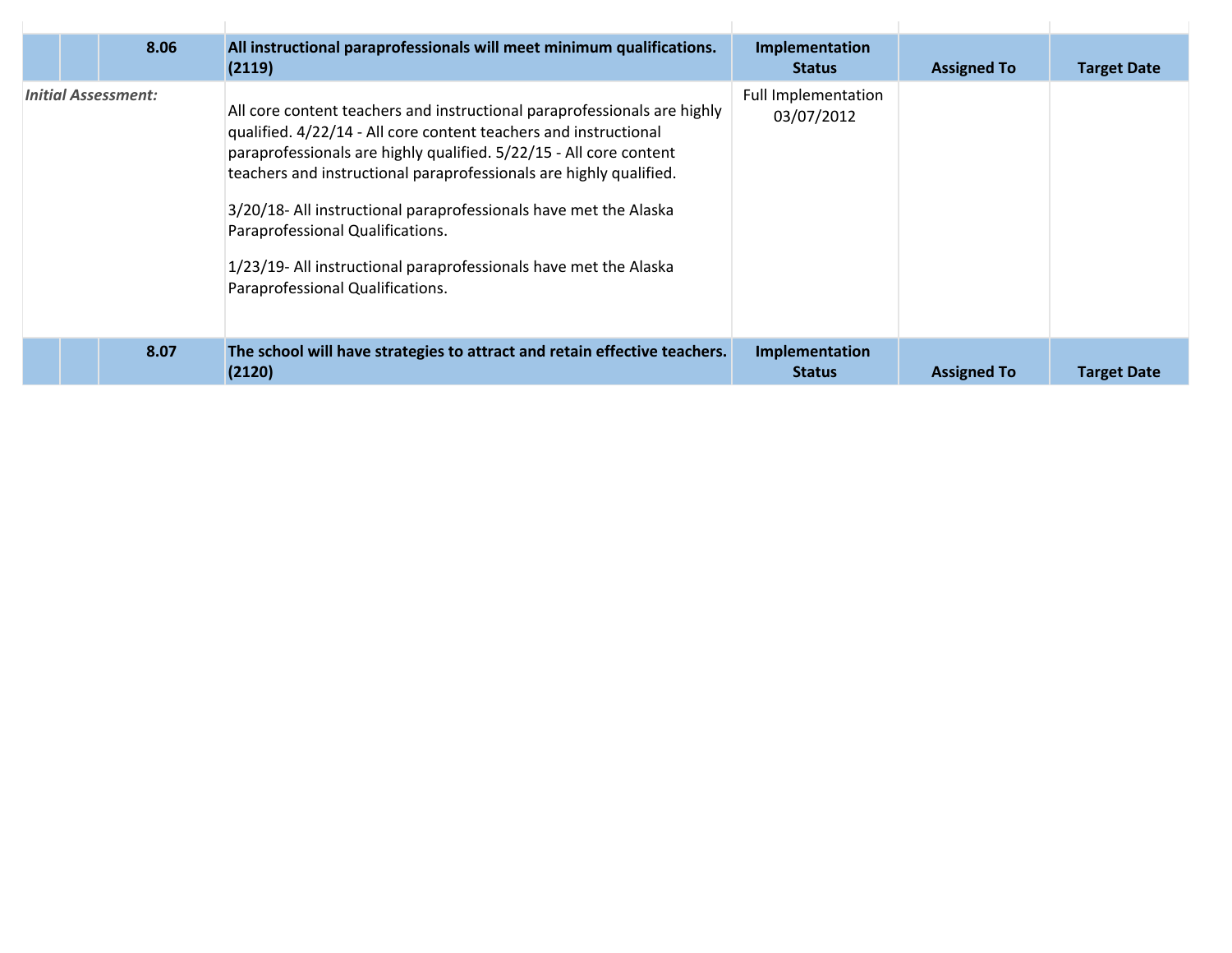| | | 8.06 | All instructional paraprofessionals will meet minimum qualifications. (2119) | Implementation Status | Assigned To | Target Date |
|---|---|---|---|---|---|---|
| *Initial Assessment:* | | | All core content teachers and instructional paraprofessionals are highly qualified. 4/22/14 - All core content teachers and instructional paraprofessionals are highly qualified. 5/22/15 - All core content teachers and instructional paraprofessionals are highly qualified.<br><br>3/20/18- All instructional paraprofessionals have met the Alaska Paraprofessional Qualifications.<br><br>1/23/19- All instructional paraprofessionals have met the Alaska Paraprofessional Qualifications. | Full Implementation 03/07/2012 | | |
| | | **8.07** | **The school will have strategies to attract and retain effective teachers. (2120)** | **Implementation Status** | **Assigned To** | **Target Date** |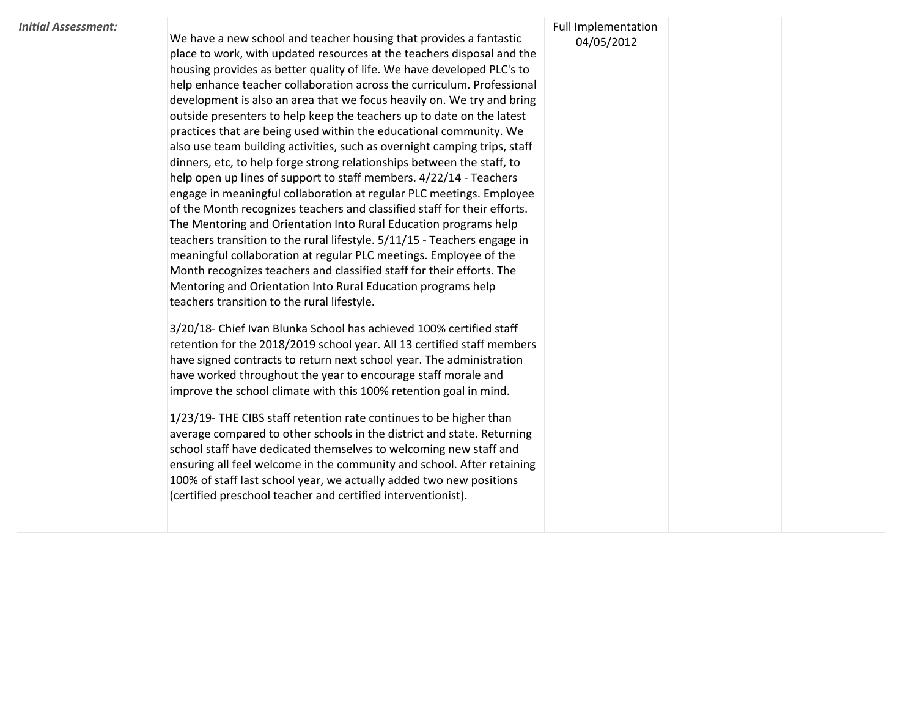| | | | | |
|---|---|---|---|---|
| ***Initial Assessment:*** | We have a new school and teacher housing that provides a fantastic place to work, with updated resources at the teachers disposal and the housing provides as better quality of life. We have developed PLC's to help enhance teacher collaboration across the curriculum. Professional development is also an area that we focus heavily on. We try and bring outside presenters to help keep the teachers up to date on the latest practices that are being used within the educational community. We also use team building activities, such as overnight camping trips, staff dinners, etc, to help forge strong relationships between the staff, to help open up lines of support to staff members. 4/22/14 - Teachers engage in meaningful collaboration at regular PLC meetings. Employee of the Month recognizes teachers and classified staff for their efforts. The Mentoring and Orientation Into Rural Education programs help teachers transition to the rural lifestyle. 5/11/15 - Teachers engage in meaningful collaboration at regular PLC meetings. Employee of the Month recognizes teachers and classified staff for their efforts. The Mentoring and Orientation Into Rural Education programs help teachers transition to the rural lifestyle.<br><br>3/20/18- Chief Ivan Blunka School has achieved 100% certified staff retention for the 2018/2019 school year. All 13 certified staff members have signed contracts to return next school year. The administration have worked throughout the year to encourage staff morale and improve the school climate with this 100% retention goal in mind.<br><br>1/23/19- THE CIBS staff retention rate continues to be higher than average compared to other schools in the district and state. Returning school staff have dedicated themselves to welcoming new staff and ensuring all feel welcome in the community and school. After retaining 100% of staff last school year, we actually added two new positions (certified preschool teacher and certified interventionist). | Full Implementation 04/05/2012 | | |